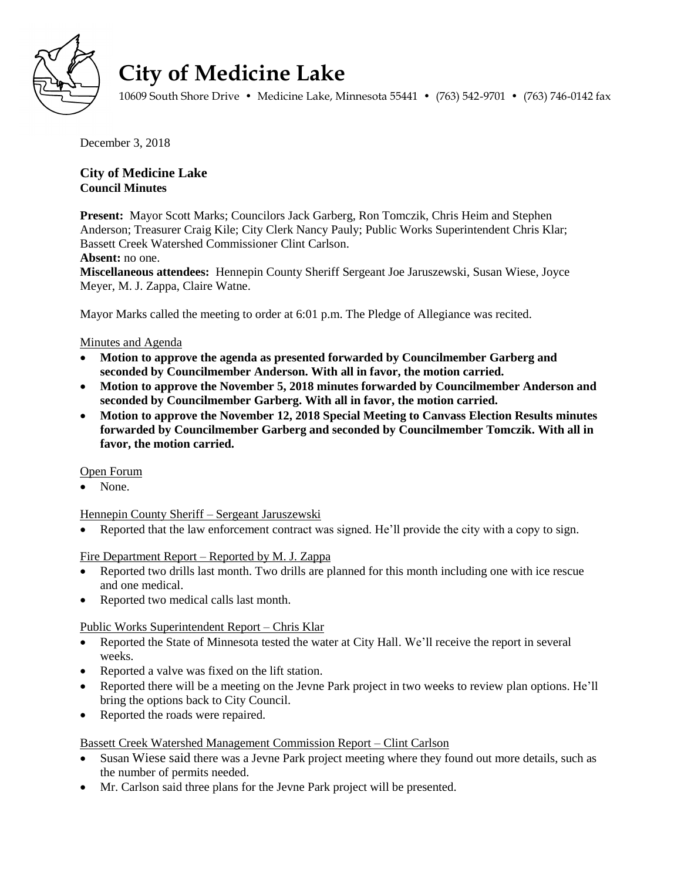# City of Medicine Lake

10609 South Shore Drive • Medicine Lake, Minnesota 55441 • (763) 542-9701 • (763) 746-0142 fax

December 3, 2018

**City of Medicine Lake**
**Council Minutes**

**Present:** Mayor Scott Marks; Councilors Jack Garberg, Ron Tomczik, Chris Heim and Stephen Anderson; Treasurer Craig Kile; City Clerk Nancy Pauly; Public Works Superintendent Chris Klar; Bassett Creek Watershed Commissioner Clint Carlson.
**Absent:** no one.
**Miscellaneous attendees:** Hennepin County Sheriff Sergeant Joe Jaruszewski, Susan Wiese, Joyce Meyer, M. J. Zappa, Claire Watne.

Mayor Marks called the meeting to order at 6:01 p.m. The Pledge of Allegiance was recited.

Minutes and Agenda

- **Motion to approve the agenda as presented forwarded by Councilmember Garberg and seconded by Councilmember Anderson. With all in favor, the motion carried.**
- **Motion to approve the November 5, 2018 minutes forwarded by Councilmember Anderson and seconded by Councilmember Garberg. With all in favor, the motion carried.**
- **Motion to approve the November 12, 2018 Special Meeting to Canvass Election Results minutes forwarded by Councilmember Garberg and seconded by Councilmember Tomczik. With all in favor, the motion carried.**

Open Forum

- None.

Hennepin County Sheriff – Sergeant Jaruszewski

- Reported that the law enforcement contract was signed. He'll provide the city with a copy to sign.

Fire Department Report – Reported by M. J. Zappa

- Reported two drills last month. Two drills are planned for this month including one with ice rescue and one medical.
- Reported two medical calls last month.

Public Works Superintendent Report – Chris Klar

- Reported the State of Minnesota tested the water at City Hall. We'll receive the report in several weeks.
- Reported a valve was fixed on the lift station.
- Reported there will be a meeting on the Jevne Park project in two weeks to review plan options. He'll bring the options back to City Council.
- Reported the roads were repaired.

Bassett Creek Watershed Management Commission Report – Clint Carlson

- Susan Wiese said there was a Jevne Park project meeting where they found out more details, such as the number of permits needed.
- Mr. Carlson said three plans for the Jevne Park project will be presented.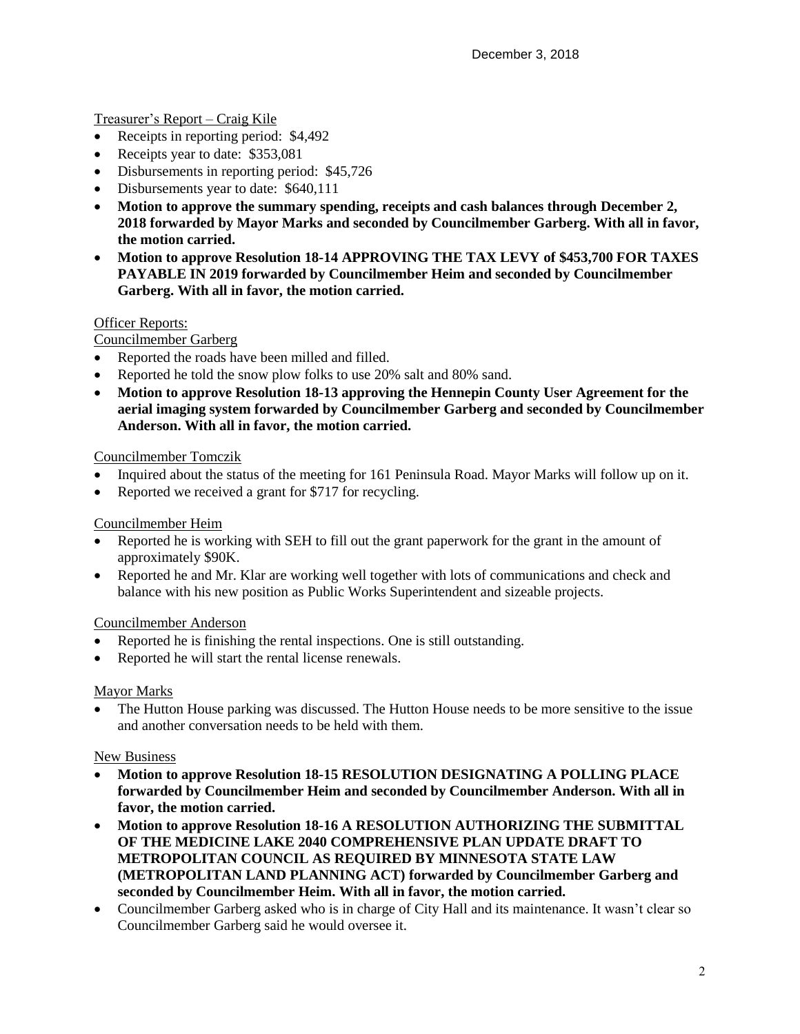December 3, 2018

Treasurer's Report – Craig Kile

- Receipts in reporting period: $4,492
- Receipts year to date: $353,081
- Disbursements in reporting period: $45,726
- Disbursements year to date: $640,111
- **Motion to approve the summary spending, receipts and cash balances through December 2, 2018 forwarded by Mayor Marks and seconded by Councilmember Garberg. With all in favor, the motion carried.**
- **Motion to approve Resolution 18-14 APPROVING THE TAX LEVY of $453,700 FOR TAXES PAYABLE IN 2019 forwarded by Councilmember Heim and seconded by Councilmember Garberg. With all in favor, the motion carried.**

Officer Reports:

Councilmember Garberg

- Reported the roads have been milled and filled.
- Reported he told the snow plow folks to use 20% salt and 80% sand.
- **Motion to approve Resolution 18-13 approving the Hennepin County User Agreement for the aerial imaging system forwarded by Councilmember Garberg and seconded by Councilmember Anderson. With all in favor, the motion carried.**

Councilmember Tomczik

- Inquired about the status of the meeting for 161 Peninsula Road. Mayor Marks will follow up on it.
- Reported we received a grant for $717 for recycling.

Councilmember Heim

- Reported he is working with SEH to fill out the grant paperwork for the grant in the amount of approximately $90K.
- Reported he and Mr. Klar are working well together with lots of communications and check and balance with his new position as Public Works Superintendent and sizeable projects.

Councilmember Anderson

- Reported he is finishing the rental inspections. One is still outstanding.
- Reported he will start the rental license renewals.

Mayor Marks

- The Hutton House parking was discussed. The Hutton House needs to be more sensitive to the issue and another conversation needs to be held with them.

New Business

- **Motion to approve Resolution 18-15 RESOLUTION DESIGNATING A POLLING PLACE forwarded by Councilmember Heim and seconded by Councilmember Anderson. With all in favor, the motion carried.**
- **Motion to approve Resolution 18-16 A RESOLUTION AUTHORIZING THE SUBMITTAL OF THE MEDICINE LAKE 2040 COMPREHENSIVE PLAN UPDATE DRAFT TO METROPOLITAN COUNCIL AS REQUIRED BY MINNESOTA STATE LAW (METROPOLITAN LAND PLANNING ACT) forwarded by Councilmember Garberg and seconded by Councilmember Heim. With all in favor, the motion carried.**
- Councilmember Garberg asked who is in charge of City Hall and its maintenance. It wasn't clear so Councilmember Garberg said he would oversee it.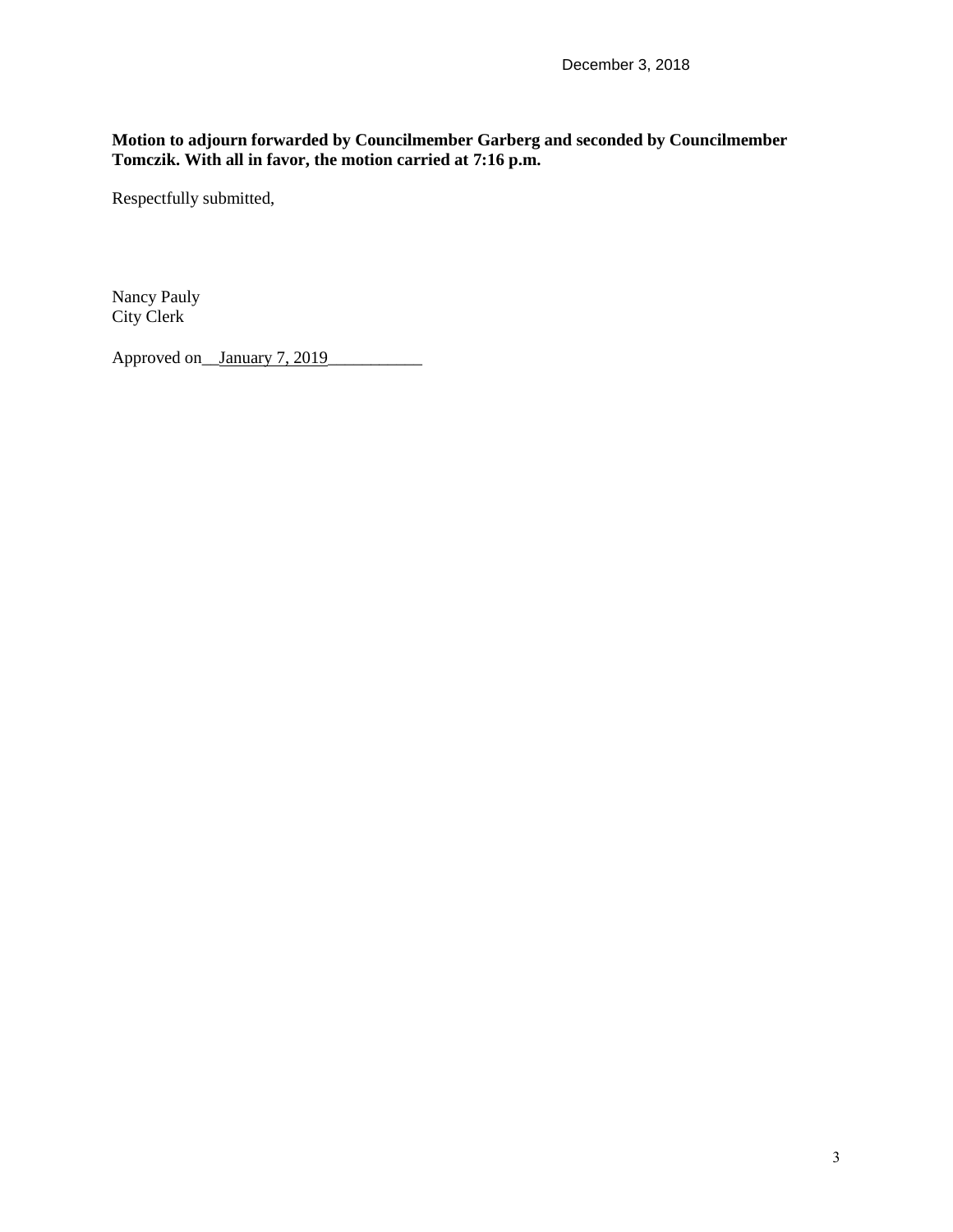**Motion to adjourn forwarded by Councilmember Garberg and seconded by Councilmember Tomczik. With all in favor, the motion carried at 7:16 p.m.**

Respectfully submitted,

Nancy Pauly
City Clerk

Approved on__January 7, 2019___________